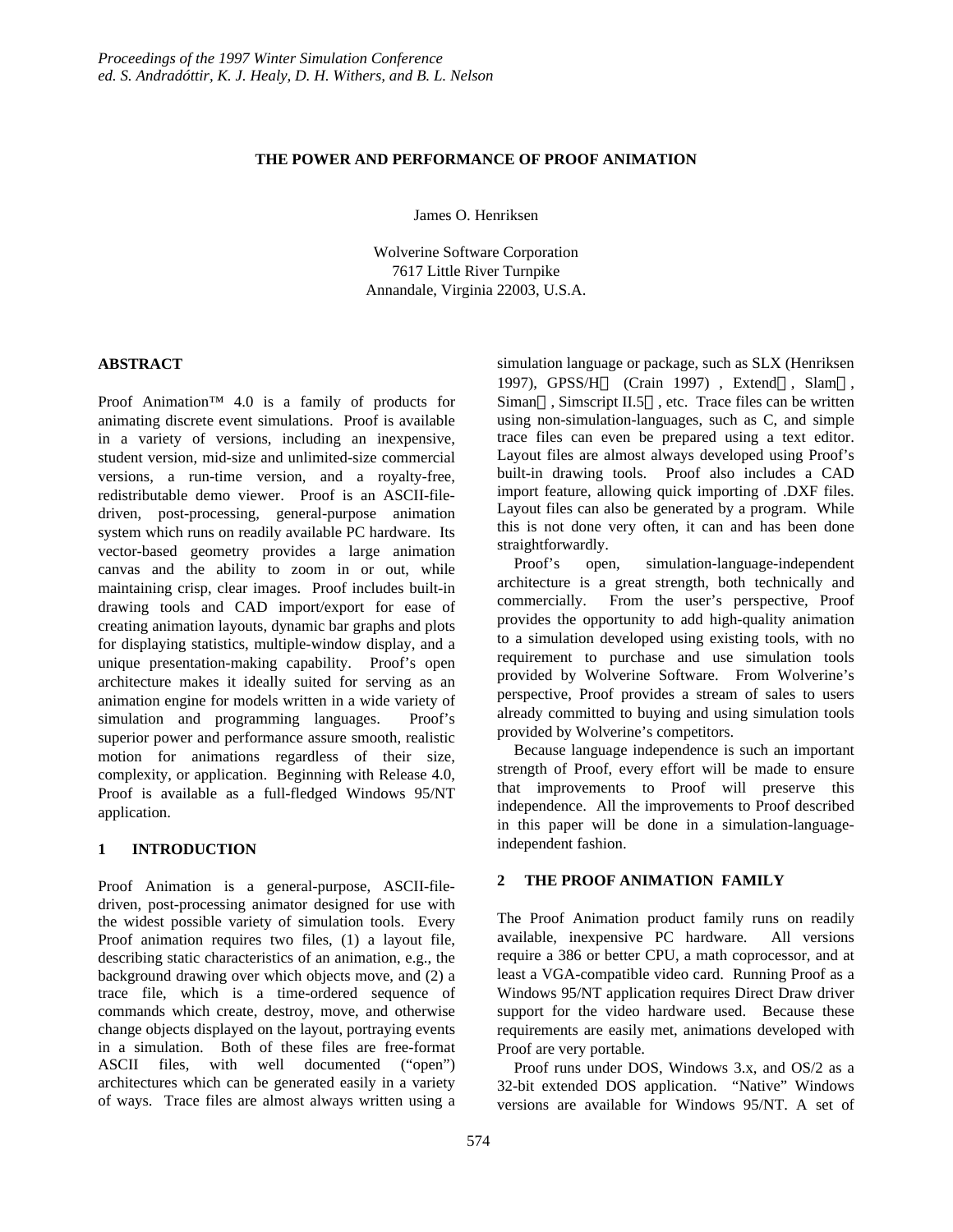*Proceedings of the 1997 Winter Simulation Conference*
*ed. S. Andradóttir, K. J. Healy, D. H. Withers, and B. L. Nelson*

# THE POWER AND PERFORMANCE OF PROOF ANIMATION

James O. Henriksen

Wolverine Software Corporation
7617 Little River Turnpike
Annandale, Virginia 22003, U.S.A.

## ABSTRACT

Proof Animation™ 4.0 is a family of products for animating discrete event simulations. Proof is available in a variety of versions, including an inexpensive, student version, mid-size and unlimited-size commercial versions, a run-time version, and a royalty-free, redistributable demo viewer. Proof is an ASCII-file-driven, post-processing, general-purpose animation system which runs on readily available PC hardware. Its vector-based geometry provides a large animation canvas and the ability to zoom in or out, while maintaining crisp, clear images. Proof includes built-in drawing tools and CAD import/export for ease of creating animation layouts, dynamic bar graphs and plots for displaying statistics, multiple-window display, and a unique presentation-making capability. Proof's open architecture makes it ideally suited for serving as an animation engine for models written in a wide variety of simulation and programming languages. Proof's superior power and performance assure smooth, realistic motion for animations regardless of their size, complexity, or application. Beginning with Release 4.0, Proof is available as a full-fledged Windows 95/NT application.

## 1 INTRODUCTION

Proof Animation is a general-purpose, ASCII-file-driven, post-processing animator designed for use with the widest possible variety of simulation tools. Every Proof animation requires two files, (1) a layout file, describing static characteristics of an animation, e.g., the background drawing over which objects move, and (2) a trace file, which is a time-ordered sequence of commands which create, destroy, move, and otherwise change objects displayed on the layout, portraying events in a simulation. Both of these files are free-format ASCII files, with well documented ("open") architectures which can be generated easily in a variety of ways. Trace files are almost always written using a simulation language or package, such as SLX (Henriksen 1997), GPSS/H® (Crain 1997) , Extend®, Slam®, Siman®, Simscript II.5®, etc. Trace files can be written using non-simulation-languages, such as C, and simple trace files can even be prepared using a text editor. Layout files are almost always developed using Proof's built-in drawing tools. Proof also includes a CAD import feature, allowing quick importing of .DXF files. Layout files can also be generated by a program. While this is not done very often, it can and has been done straightforwardly.

Proof's open, simulation-language-independent architecture is a great strength, both technically and commercially. From the user's perspective, Proof provides the opportunity to add high-quality animation to a simulation developed using existing tools, with no requirement to purchase and use simulation tools provided by Wolverine Software. From Wolverine's perspective, Proof provides a stream of sales to users already committed to buying and using simulation tools provided by Wolverine's competitors.

Because language independence is such an important strength of Proof, every effort will be made to ensure that improvements to Proof will preserve this independence. All the improvements to Proof described in this paper will be done in a simulation-language-independent fashion.

## 2 THE PROOF ANIMATION FAMILY

The Proof Animation product family runs on readily available, inexpensive PC hardware. All versions require a 386 or better CPU, a math coprocessor, and at least a VGA-compatible video card. Running Proof as a Windows 95/NT application requires Direct Draw driver support for the video hardware used. Because these requirements are easily met, animations developed with Proof are very portable.

Proof runs under DOS, Windows 3.x, and OS/2 as a 32-bit extended DOS application. "Native" Windows versions are available for Windows 95/NT. A set of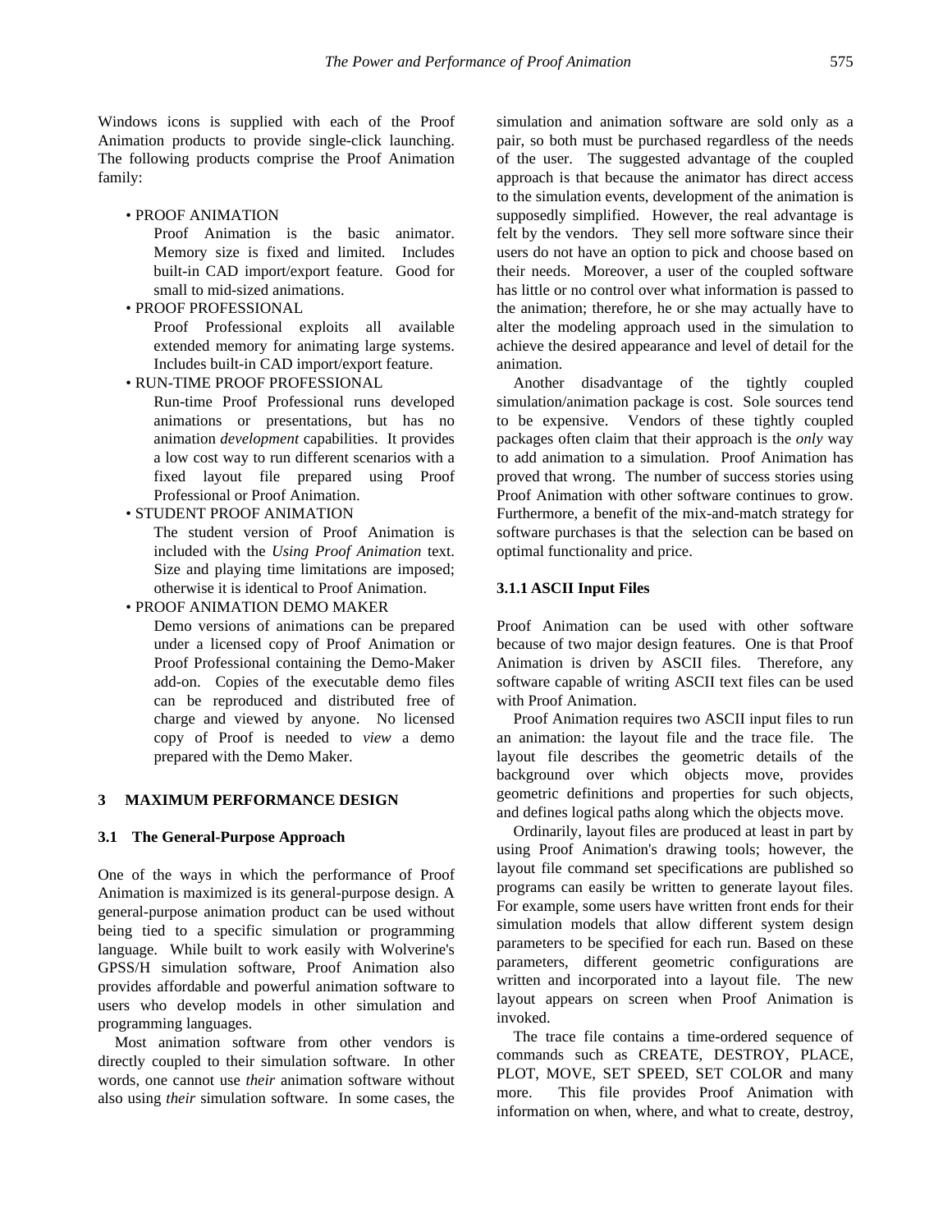Windows icons is supplied with each of the Proof Animation products to provide single-click launching. The following products comprise the Proof Animation family:

- PROOF ANIMATION
  Proof Animation is the basic animator. Memory size is fixed and limited. Includes built-in CAD import/export feature. Good for small to mid-sized animations.
- PROOF PROFESSIONAL
  Proof Professional exploits all available extended memory for animating large systems. Includes built-in CAD import/export feature.
- RUN-TIME PROOF PROFESSIONAL
  Run-time Proof Professional runs developed animations or presentations, but has no animation *development* capabilities. It provides a low cost way to run different scenarios with a fixed layout file prepared using Proof Professional or Proof Animation.
- STUDENT PROOF ANIMATION
  The student version of Proof Animation is included with the *Using Proof Animation* text. Size and playing time limitations are imposed; otherwise it is identical to Proof Animation.
- PROOF ANIMATION DEMO MAKER
  Demo versions of animations can be prepared under a licensed copy of Proof Animation or Proof Professional containing the Demo-Maker add-on. Copies of the executable demo files can be reproduced and distributed free of charge and viewed by anyone. No licensed copy of Proof is needed to *view* a demo prepared with the Demo Maker.

## 3 MAXIMUM PERFORMANCE DESIGN

### 3.1 The General-Purpose Approach

One of the ways in which the performance of Proof Animation is maximized is its general-purpose design. A general-purpose animation product can be used without being tied to a specific simulation or programming language. While built to work easily with Wolverine's GPSS/H simulation software, Proof Animation also provides affordable and powerful animation software to users who develop models in other simulation and programming languages.

Most animation software from other vendors is directly coupled to their simulation software. In other words, one cannot use *their* animation software without also using *their* simulation software. In some cases, the simulation and animation software are sold only as a pair, so both must be purchased regardless of the needs of the user. The suggested advantage of the coupled approach is that because the animator has direct access to the simulation events, development of the animation is supposedly simplified. However, the real advantage is felt by the vendors. They sell more software since their users do not have an option to pick and choose based on their needs. Moreover, a user of the coupled software has little or no control over what information is passed to the animation; therefore, he or she may actually have to alter the modeling approach used in the simulation to achieve the desired appearance and level of detail for the animation.

Another disadvantage of the tightly coupled simulation/animation package is cost. Sole sources tend to be expensive. Vendors of these tightly coupled packages often claim that their approach is the *only* way to add animation to a simulation. Proof Animation has proved that wrong. The number of success stories using Proof Animation with other software continues to grow. Furthermore, a benefit of the mix-and-match strategy for software purchases is that the selection can be based on optimal functionality and price.

#### 3.1.1 ASCII Input Files

Proof Animation can be used with other software because of two major design features. One is that Proof Animation is driven by ASCII files. Therefore, any software capable of writing ASCII text files can be used with Proof Animation.

Proof Animation requires two ASCII input files to run an animation: the layout file and the trace file. The layout file describes the geometric details of the background over which objects move, provides geometric definitions and properties for such objects, and defines logical paths along which the objects move.

Ordinarily, layout files are produced at least in part by using Proof Animation's drawing tools; however, the layout file command set specifications are published so programs can easily be written to generate layout files. For example, some users have written front ends for their simulation models that allow different system design parameters to be specified for each run. Based on these parameters, different geometric configurations are written and incorporated into a layout file. The new layout appears on screen when Proof Animation is invoked.

The trace file contains a time-ordered sequence of commands such as CREATE, DESTROY, PLACE, PLOT, MOVE, SET SPEED, SET COLOR and many more. This file provides Proof Animation with information on when, where, and what to create, destroy,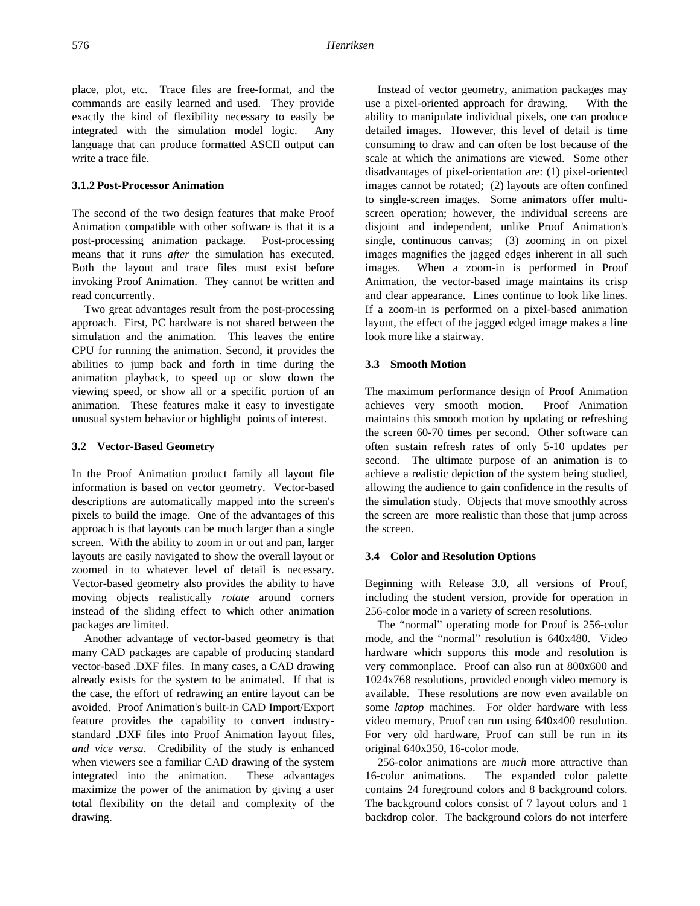place, plot, etc. Trace files are free-format, and the commands are easily learned and used. They provide exactly the kind of flexibility necessary to easily be integrated with the simulation model logic. Any language that can produce formatted ASCII output can write a trace file.

#### 3.1.2 Post-Processor Animation

The second of the two design features that make Proof Animation compatible with other software is that it is a post-processing animation package. Post-processing means that it runs *after* the simulation has executed. Both the layout and trace files must exist before invoking Proof Animation. They cannot be written and read concurrently.

Two great advantages result from the post-processing approach. First, PC hardware is not shared between the simulation and the animation. This leaves the entire CPU for running the animation. Second, it provides the abilities to jump back and forth in time during the animation playback, to speed up or slow down the viewing speed, or show all or a specific portion of an animation. These features make it easy to investigate unusual system behavior or highlight points of interest.

### 3.2 Vector-Based Geometry

In the Proof Animation product family all layout file information is based on vector geometry. Vector-based descriptions are automatically mapped into the screen's pixels to build the image. One of the advantages of this approach is that layouts can be much larger than a single screen. With the ability to zoom in or out and pan, larger layouts are easily navigated to show the overall layout or zoomed in to whatever level of detail is necessary. Vector-based geometry also provides the ability to have moving objects realistically *rotate* around corners instead of the sliding effect to which other animation packages are limited.

Another advantage of vector-based geometry is that many CAD packages are capable of producing standard vector-based .DXF files. In many cases, a CAD drawing already exists for the system to be animated. If that is the case, the effort of redrawing an entire layout can be avoided. Proof Animation's built-in CAD Import/Export feature provides the capability to convert industry-standard .DXF files into Proof Animation layout files, *and vice versa*. Credibility of the study is enhanced when viewers see a familiar CAD drawing of the system integrated into the animation. These advantages maximize the power of the animation by giving a user total flexibility on the detail and complexity of the drawing.

Instead of vector geometry, animation packages may use a pixel-oriented approach for drawing. With the ability to manipulate individual pixels, one can produce detailed images. However, this level of detail is time consuming to draw and can often be lost because of the scale at which the animations are viewed. Some other disadvantages of pixel-orientation are: (1) pixel-oriented images cannot be rotated; (2) layouts are often confined to single-screen images. Some animators offer multi-screen operation; however, the individual screens are disjoint and independent, unlike Proof Animation's single, continuous canvas; (3) zooming in on pixel images magnifies the jagged edges inherent in all such images. When a zoom-in is performed in Proof Animation, the vector-based image maintains its crisp and clear appearance. Lines continue to look like lines. If a zoom-in is performed on a pixel-based animation layout, the effect of the jagged edged image makes a line look more like a stairway.

### 3.3 Smooth Motion

The maximum performance design of Proof Animation achieves very smooth motion. Proof Animation maintains this smooth motion by updating or refreshing the screen 60-70 times per second. Other software can often sustain refresh rates of only 5-10 updates per second. The ultimate purpose of an animation is to achieve a realistic depiction of the system being studied, allowing the audience to gain confidence in the results of the simulation study. Objects that move smoothly across the screen are more realistic than those that jump across the screen.

### 3.4 Color and Resolution Options

Beginning with Release 3.0, all versions of Proof, including the student version, provide for operation in 256-color mode in a variety of screen resolutions.

The "normal" operating mode for Proof is 256-color mode, and the "normal" resolution is 640x480. Video hardware which supports this mode and resolution is very commonplace. Proof can also run at 800x600 and 1024x768 resolutions, provided enough video memory is available. These resolutions are now even available on some *laptop* machines. For older hardware with less video memory, Proof can run using 640x400 resolution. For very old hardware, Proof can still be run in its original 640x350, 16-color mode.

256-color animations are *much* more attractive than 16-color animations. The expanded color palette contains 24 foreground colors and 8 background colors. The background colors consist of 7 layout colors and 1 backdrop color. The background colors do not interfere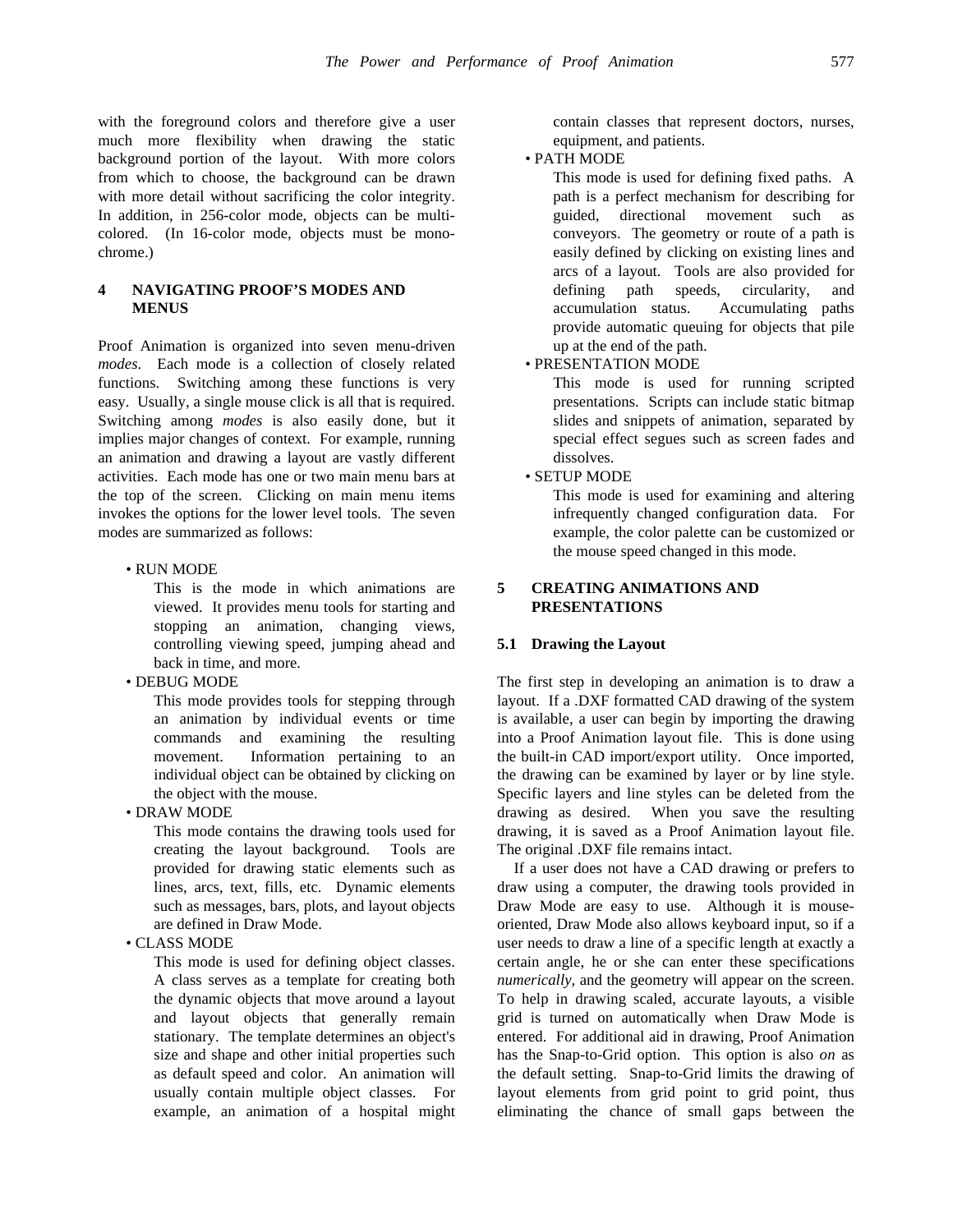with the foreground colors and therefore give a user much more flexibility when drawing the static background portion of the layout. With more colors from which to choose, the background can be drawn with more detail without sacrificing the color integrity. In addition, in 256-color mode, objects can be multi-colored. (In 16-color mode, objects must be monochrome.)

## 4 NAVIGATING PROOF'S MODES AND MENUS

Proof Animation is organized into seven menu-driven *modes*. Each mode is a collection of closely related functions. Switching among these functions is very easy. Usually, a single mouse click is all that is required. Switching among *modes* is also easily done, but it implies major changes of context. For example, running an animation and drawing a layout are vastly different activities. Each mode has one or two main menu bars at the top of the screen. Clicking on main menu items invokes the options for the lower level tools. The seven modes are summarized as follows:

- RUN MODE

  This is the mode in which animations are viewed. It provides menu tools for starting and stopping an animation, changing views, controlling viewing speed, jumping ahead and back in time, and more.
- DEBUG MODE

  This mode provides tools for stepping through an animation by individual events or time commands and examining the resulting movement. Information pertaining to an individual object can be obtained by clicking on the object with the mouse.
- DRAW MODE

  This mode contains the drawing tools used for creating the layout background. Tools are provided for drawing static elements such as lines, arcs, text, fills, etc. Dynamic elements such as messages, bars, plots, and layout objects are defined in Draw Mode.
- CLASS MODE

  This mode is used for defining object classes. A class serves as a template for creating both the dynamic objects that move around a layout and layout objects that generally remain stationary. The template determines an object's size and shape and other initial properties such as default speed and color. An animation will usually contain multiple object classes. For example, an animation of a hospital might contain classes that represent doctors, nurses, equipment, and patients.
- PATH MODE

  This mode is used for defining fixed paths. A path is a perfect mechanism for describing for guided, directional movement such as conveyors. The geometry or route of a path is easily defined by clicking on existing lines and arcs of a layout. Tools are also provided for defining path speeds, circularity, and accumulation status. Accumulating paths provide automatic queuing for objects that pile up at the end of the path.
- PRESENTATION MODE

  This mode is used for running scripted presentations. Scripts can include static bitmap slides and snippets of animation, separated by special effect segues such as screen fades and dissolves.
- SETUP MODE

  This mode is used for examining and altering infrequently changed configuration data. For example, the color palette can be customized or the mouse speed changed in this mode.

## 5 CREATING ANIMATIONS AND PRESENTATIONS

### 5.1 Drawing the Layout

The first step in developing an animation is to draw a layout. If a .DXF formatted CAD drawing of the system is available, a user can begin by importing the drawing into a Proof Animation layout file. This is done using the built-in CAD import/export utility. Once imported, the drawing can be examined by layer or by line style. Specific layers and line styles can be deleted from the drawing as desired. When you save the resulting drawing, it is saved as a Proof Animation layout file. The original .DXF file remains intact.

If a user does not have a CAD drawing or prefers to draw using a computer, the drawing tools provided in Draw Mode are easy to use. Although it is mouse-oriented, Draw Mode also allows keyboard input, so if a user needs to draw a line of a specific length at exactly a certain angle, he or she can enter these specifications *numerically*, and the geometry will appear on the screen. To help in drawing scaled, accurate layouts, a visible grid is turned on automatically when Draw Mode is entered. For additional aid in drawing, Proof Animation has the Snap-to-Grid option. This option is also *on* as the default setting. Snap-to-Grid limits the drawing of layout elements from grid point to grid point, thus eliminating the chance of small gaps between the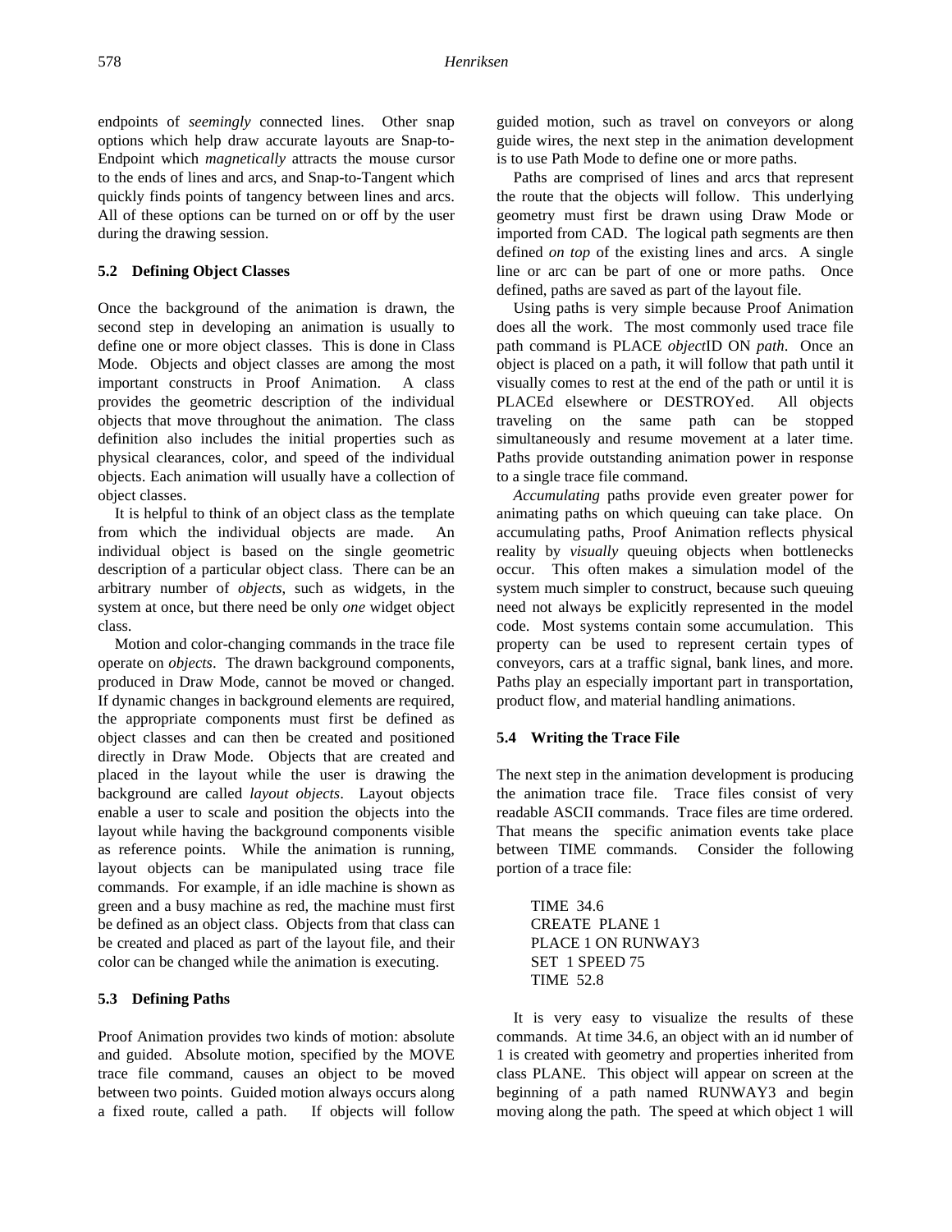endpoints of *seemingly* connected lines. Other snap options which help draw accurate layouts are Snap-to-Endpoint which *magnetically* attracts the mouse cursor to the ends of lines and arcs, and Snap-to-Tangent which quickly finds points of tangency between lines and arcs. All of these options can be turned on or off by the user during the drawing session.

### 5.2 Defining Object Classes

Once the background of the animation is drawn, the second step in developing an animation is usually to define one or more object classes. This is done in Class Mode. Objects and object classes are among the most important constructs in Proof Animation. A class provides the geometric description of the individual objects that move throughout the animation. The class definition also includes the initial properties such as physical clearances, color, and speed of the individual objects. Each animation will usually have a collection of object classes.

It is helpful to think of an object class as the template from which the individual objects are made. An individual object is based on the single geometric description of a particular object class. There can be an arbitrary number of *objects*, such as widgets, in the system at once, but there need be only *one* widget object class.

Motion and color-changing commands in the trace file operate on *objects*. The drawn background components, produced in Draw Mode, cannot be moved or changed. If dynamic changes in background elements are required, the appropriate components must first be defined as object classes and can then be created and positioned directly in Draw Mode. Objects that are created and placed in the layout while the user is drawing the background are called *layout objects*. Layout objects enable a user to scale and position the objects into the layout while having the background components visible as reference points. While the animation is running, layout objects can be manipulated using trace file commands. For example, if an idle machine is shown as green and a busy machine as red, the machine must first be defined as an object class. Objects from that class can be created and placed as part of the layout file, and their color can be changed while the animation is executing.

### 5.3 Defining Paths

Proof Animation provides two kinds of motion: absolute and guided. Absolute motion, specified by the MOVE trace file command, causes an object to be moved between two points. Guided motion always occurs along a fixed route, called a path. If objects will follow guided motion, such as travel on conveyors or along guide wires, the next step in the animation development is to use Path Mode to define one or more paths.

Paths are comprised of lines and arcs that represent the route that the objects will follow. This underlying geometry must first be drawn using Draw Mode or imported from CAD. The logical path segments are then defined *on top* of the existing lines and arcs. A single line or arc can be part of one or more paths. Once defined, paths are saved as part of the layout file.

Using paths is very simple because Proof Animation does all the work. The most commonly used trace file path command is PLACE *object*ID ON *path*. Once an object is placed on a path, it will follow that path until it visually comes to rest at the end of the path or until it is PLACEd elsewhere or DESTROYed. All objects traveling on the same path can be stopped simultaneously and resume movement at a later time. Paths provide outstanding animation power in response to a single trace file command.

*Accumulating* paths provide even greater power for animating paths on which queuing can take place. On accumulating paths, Proof Animation reflects physical reality by *visually* queuing objects when bottlenecks occur. This often makes a simulation model of the system much simpler to construct, because such queuing need not always be explicitly represented in the model code. Most systems contain some accumulation. This property can be used to represent certain types of conveyors, cars at a traffic signal, bank lines, and more. Paths play an especially important part in transportation, product flow, and material handling animations.

### 5.4 Writing the Trace File

The next step in the animation development is producing the animation trace file. Trace files consist of very readable ASCII commands. Trace files are time ordered. That means the specific animation events take place between TIME commands. Consider the following portion of a trace file:

```
TIME 34.6
CREATE PLANE 1
PLACE 1 ON RUNWAY3
SET 1 SPEED 75
TIME 52.8
```

It is very easy to visualize the results of these commands. At time 34.6, an object with an id number of 1 is created with geometry and properties inherited from class PLANE. This object will appear on screen at the beginning of a path named RUNWAY3 and begin moving along the path. The speed at which object 1 will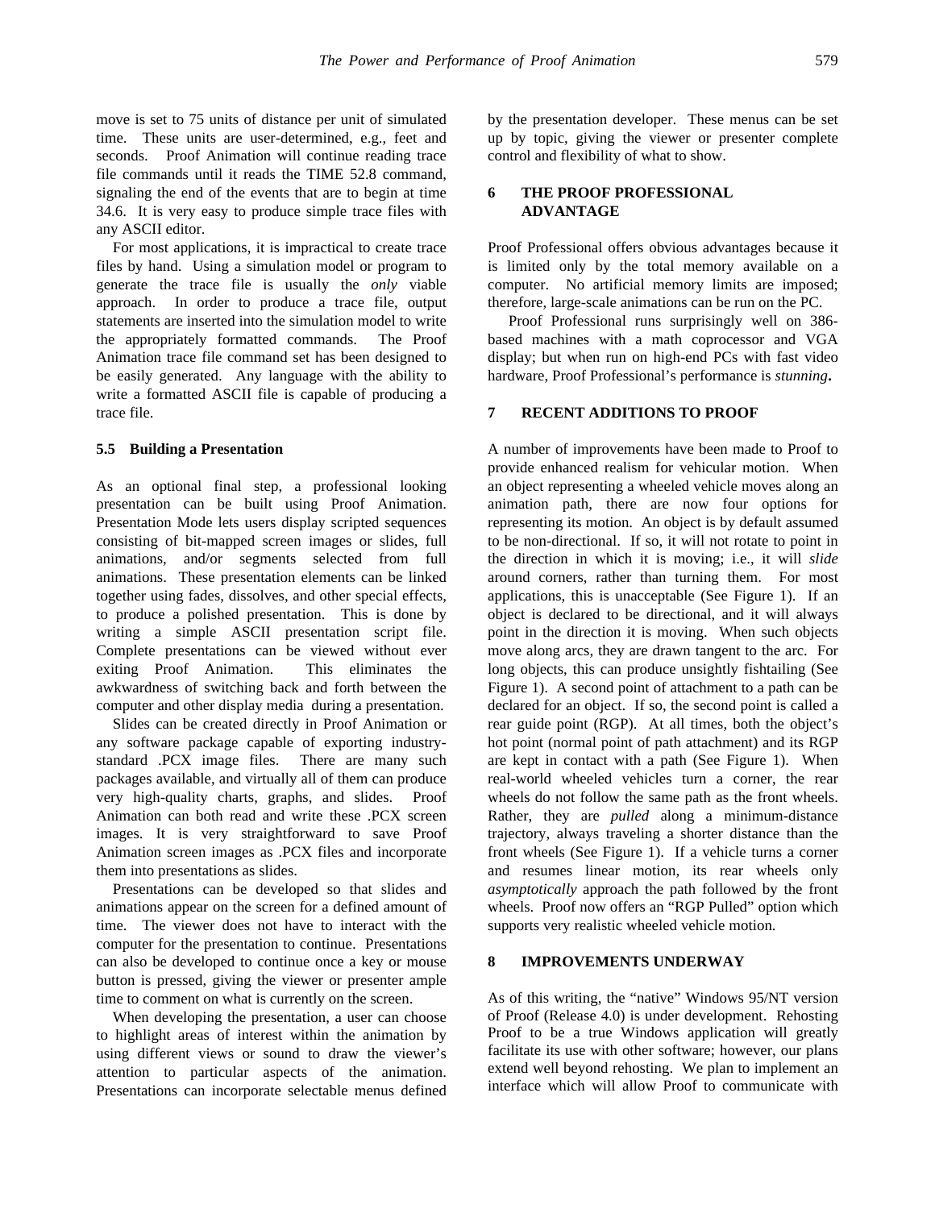move is set to 75 units of distance per unit of simulated time. These units are user-determined, e.g., feet and seconds. Proof Animation will continue reading trace file commands until it reads the TIME 52.8 command, signaling the end of the events that are to begin at time 34.6. It is very easy to produce simple trace files with any ASCII editor.

For most applications, it is impractical to create trace files by hand. Using a simulation model or program to generate the trace file is usually the *only* viable approach. In order to produce a trace file, output statements are inserted into the simulation model to write the appropriately formatted commands. The Proof Animation trace file command set has been designed to be easily generated. Any language with the ability to write a formatted ASCII file is capable of producing a trace file.

### 5.5 Building a Presentation

As an optional final step, a professional looking presentation can be built using Proof Animation. Presentation Mode lets users display scripted sequences consisting of bit-mapped screen images or slides, full animations, and/or segments selected from full animations. These presentation elements can be linked together using fades, dissolves, and other special effects, to produce a polished presentation. This is done by writing a simple ASCII presentation script file. Complete presentations can be viewed without ever exiting Proof Animation. This eliminates the awkwardness of switching back and forth between the computer and other display media during a presentation.

Slides can be created directly in Proof Animation or any software package capable of exporting industry-standard .PCX image files. There are many such packages available, and virtually all of them can produce very high-quality charts, graphs, and slides. Proof Animation can both read and write these .PCX screen images. It is very straightforward to save Proof Animation screen images as .PCX files and incorporate them into presentations as slides.

Presentations can be developed so that slides and animations appear on the screen for a defined amount of time. The viewer does not have to interact with the computer for the presentation to continue. Presentations can also be developed to continue once a key or mouse button is pressed, giving the viewer or presenter ample time to comment on what is currently on the screen.

When developing the presentation, a user can choose to highlight areas of interest within the animation by using different views or sound to draw the viewer's attention to particular aspects of the animation. Presentations can incorporate selectable menus defined by the presentation developer. These menus can be set up by topic, giving the viewer or presenter complete control and flexibility of what to show.

## 6 THE PROOF PROFESSIONAL ADVANTAGE

Proof Professional offers obvious advantages because it is limited only by the total memory available on a computer. No artificial memory limits are imposed; therefore, large-scale animations can be run on the PC.

Proof Professional runs surprisingly well on 386-based machines with a math coprocessor and VGA display; but when run on high-end PCs with fast video hardware, Proof Professional's performance is *stunning***.**

## 7 RECENT ADDITIONS TO PROOF

A number of improvements have been made to Proof to provide enhanced realism for vehicular motion. When an object representing a wheeled vehicle moves along an animation path, there are now four options for representing its motion. An object is by default assumed to be non-directional. If so, it will not rotate to point in the direction in which it is moving; i.e., it will *slide* around corners, rather than turning them. For most applications, this is unacceptable (See Figure 1). If an object is declared to be directional, and it will always point in the direction it is moving. When such objects move along arcs, they are drawn tangent to the arc. For long objects, this can produce unsightly fishtailing (See Figure 1). A second point of attachment to a path can be declared for an object. If so, the second point is called a rear guide point (RGP). At all times, both the object's hot point (normal point of path attachment) and its RGP are kept in contact with a path (See Figure 1). When real-world wheeled vehicles turn a corner, the rear wheels do not follow the same path as the front wheels. Rather, they are *pulled* along a minimum-distance trajectory, always traveling a shorter distance than the front wheels (See Figure 1). If a vehicle turns a corner and resumes linear motion, its rear wheels only *asymptotically* approach the path followed by the front wheels. Proof now offers an "RGP Pulled" option which supports very realistic wheeled vehicle motion.

## 8 IMPROVEMENTS UNDERWAY

As of this writing, the "native" Windows 95/NT version of Proof (Release 4.0) is under development. Rehosting Proof to be a true Windows application will greatly facilitate its use with other software; however, our plans extend well beyond rehosting. We plan to implement an interface which will allow Proof to communicate with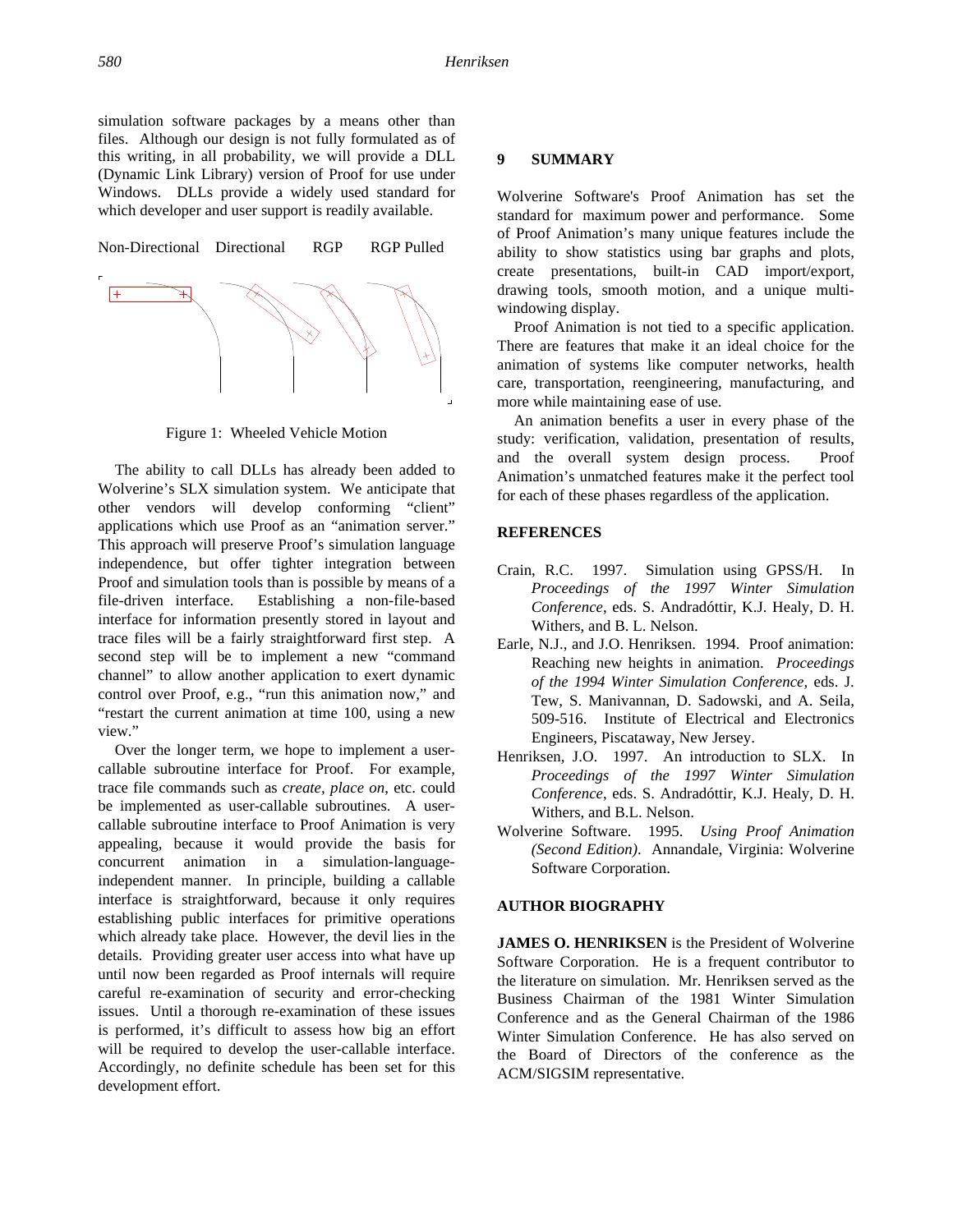simulation software packages by a means other than files. Although our design is not fully formulated as of this writing, in all probability, we will provide a DLL (Dynamic Link Library) version of Proof for use under Windows. DLLs provide a widely used standard for which developer and user support is readily available.

Non-Directional Directional RGP RGP Pulled

Figure 1: Wheeled Vehicle Motion

The ability to call DLLs has already been added to Wolverine's SLX simulation system. We anticipate that other vendors will develop conforming "client" applications which use Proof as an "animation server." This approach will preserve Proof's simulation language independence, but offer tighter integration between Proof and simulation tools than is possible by means of a file-driven interface. Establishing a non-file-based interface for information presently stored in layout and trace files will be a fairly straightforward first step. A second step will be to implement a new "command channel" to allow another application to exert dynamic control over Proof, e.g., "run this animation now," and "restart the current animation at time 100, using a new view."

Over the longer term, we hope to implement a user-callable subroutine interface for Proof. For example, trace file commands such as *create*, *place on*, etc. could be implemented as user-callable subroutines. A user-callable subroutine interface to Proof Animation is very appealing, because it would provide the basis for concurrent animation in a simulation-language-independent manner. In principle, building a callable interface is straightforward, because it only requires establishing public interfaces for primitive operations which already take place. However, the devil lies in the details. Providing greater user access into what have up until now been regarded as Proof internals will require careful re-examination of security and error-checking issues. Until a thorough re-examination of these issues is performed, it's difficult to assess how big an effort will be required to develop the user-callable interface. Accordingly, no definite schedule has been set for this development effort.

## 9 SUMMARY

Wolverine Software's Proof Animation has set the standard for maximum power and performance. Some of Proof Animation's many unique features include the ability to show statistics using bar graphs and plots, create presentations, built-in CAD import/export, drawing tools, smooth motion, and a unique multi-windowing display.

Proof Animation is not tied to a specific application. There are features that make it an ideal choice for the animation of systems like computer networks, health care, transportation, reengineering, manufacturing, and more while maintaining ease of use.

An animation benefits a user in every phase of the study: verification, validation, presentation of results, and the overall system design process. Proof Animation's unmatched features make it the perfect tool for each of these phases regardless of the application.

## REFERENCES

Crain, R.C. 1997. Simulation using GPSS/H. In *Proceedings of the 1997 Winter Simulation Conference*, eds. S. Andradóttir, K.J. Healy, D. H. Withers, and B. L. Nelson.

Earle, N.J., and J.O. Henriksen. 1994. Proof animation: Reaching new heights in animation. *Proceedings of the 1994 Winter Simulation Conference*, eds. J. Tew, S. Manivannan, D. Sadowski, and A. Seila, 509-516. Institute of Electrical and Electronics Engineers, Piscataway, New Jersey.

Henriksen, J.O. 1997. An introduction to SLX. In *Proceedings of the 1997 Winter Simulation Conference*, eds. S. Andradóttir, K.J. Healy, D. H. Withers, and B.L. Nelson.

Wolverine Software. 1995. *Using Proof Animation (Second Edition)*. Annandale, Virginia: Wolverine Software Corporation.

## AUTHOR BIOGRAPHY

**JAMES O. HENRIKSEN** is the President of Wolverine Software Corporation. He is a frequent contributor to the literature on simulation. Mr. Henriksen served as the Business Chairman of the 1981 Winter Simulation Conference and as the General Chairman of the 1986 Winter Simulation Conference. He has also served on the Board of Directors of the conference as the ACM/SIGSIM representative.